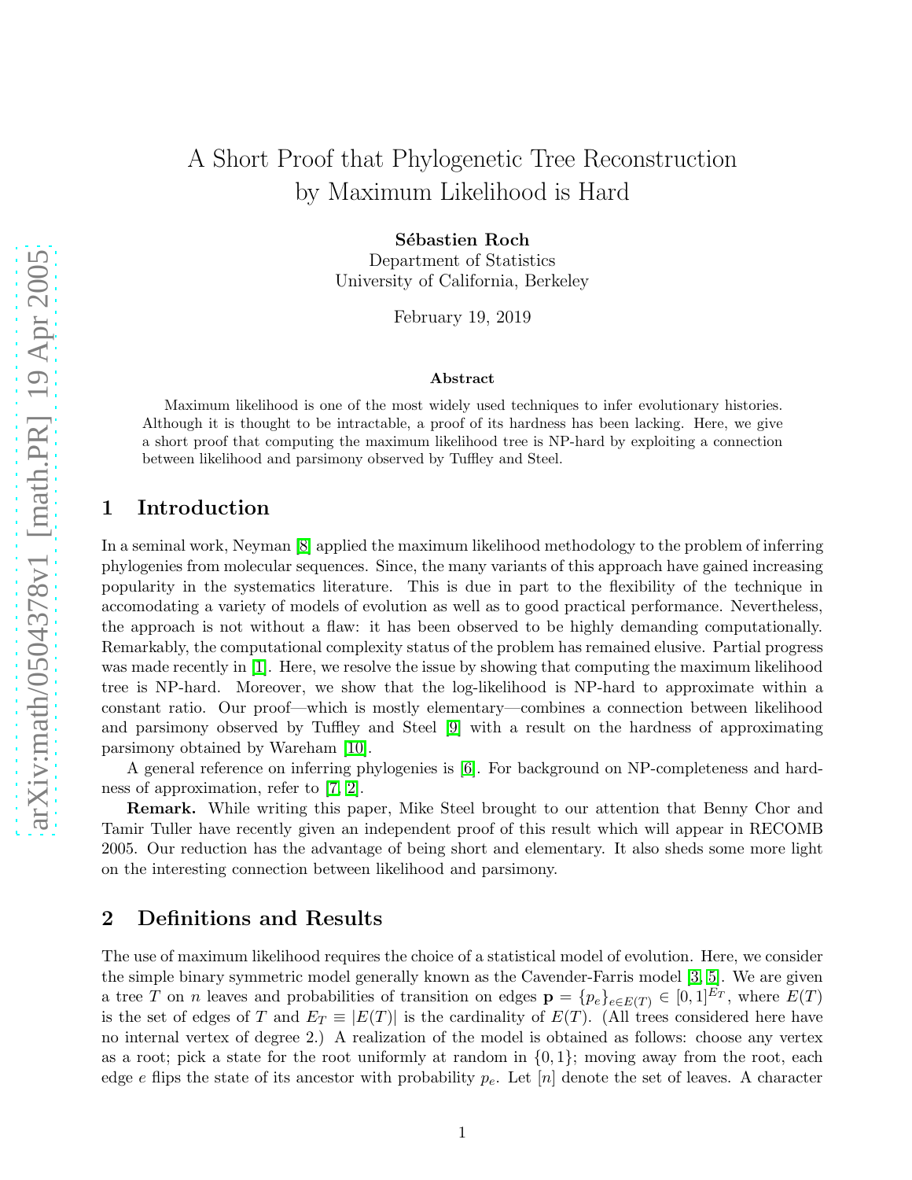# A Short Proof that Phylogenetic Tree Reconstruction by Maximum Likelihood is Hard

**Sébastien Roch**
Department of Statistics
University of California, Berkeley

February 19, 2019

### Abstract

Maximum likelihood is one of the most widely used techniques to infer evolutionary histories. Although it is thought to be intractable, a proof of its hardness has been lacking. Here, we give a short proof that computing the maximum likelihood tree is NP-hard by exploiting a connection between likelihood and parsimony observed by Tuffley and Steel.

## 1 Introduction

In a seminal work, Neyman [8] applied the maximum likelihood methodology to the problem of inferring phylogenies from molecular sequences. Since, the many variants of this approach have gained increasing popularity in the systematics literature. This is due in part to the flexibility of the technique in accomodating a variety of models of evolution as well as to good practical performance. Nevertheless, the approach is not without a flaw: it has been observed to be highly demanding computationally. Remarkably, the computational complexity status of the problem has remained elusive. Partial progress was made recently in [1]. Here, we resolve the issue by showing that computing the maximum likelihood tree is NP-hard. Moreover, we show that the log-likelihood is NP-hard to approximate within a constant ratio. Our proof—which is mostly elementary—combines a connection between likelihood and parsimony observed by Tuffley and Steel [9] with a result on the hardness of approximating parsimony obtained by Wareham [10].

A general reference on inferring phylogenies is [6]. For background on NP-completeness and hardness of approximation, refer to [7, 2].

**Remark.** While writing this paper, Mike Steel brought to our attention that Benny Chor and Tamir Tuller have recently given an independent proof of this result which will appear in RECOMB 2005. Our reduction has the advantage of being short and elementary. It also sheds some more light on the interesting connection between likelihood and parsimony.

## 2 Definitions and Results

The use of maximum likelihood requires the choice of a statistical model of evolution. Here, we consider the simple binary symmetric model generally known as the Cavender-Farris model [3, 5]. We are given a tree $T$ on $n$ leaves and probabilities of transition on edges $\mathbf{p} = \{p_e\}_{e \in E(T)} \in [0,1]^{E_T}$, where $E(T)$ is the set of edges of $T$ and $E_T \equiv |E(T)|$ is the cardinality of $E(T)$. (All trees considered here have no internal vertex of degree 2.) A realization of the model is obtained as follows: choose any vertex as a root; pick a state for the root uniformly at random in $\{0,1\}$; moving away from the root, each edge $e$ flips the state of its ancestor with probability $p_e$. Let $[n]$ denote the set of leaves. A character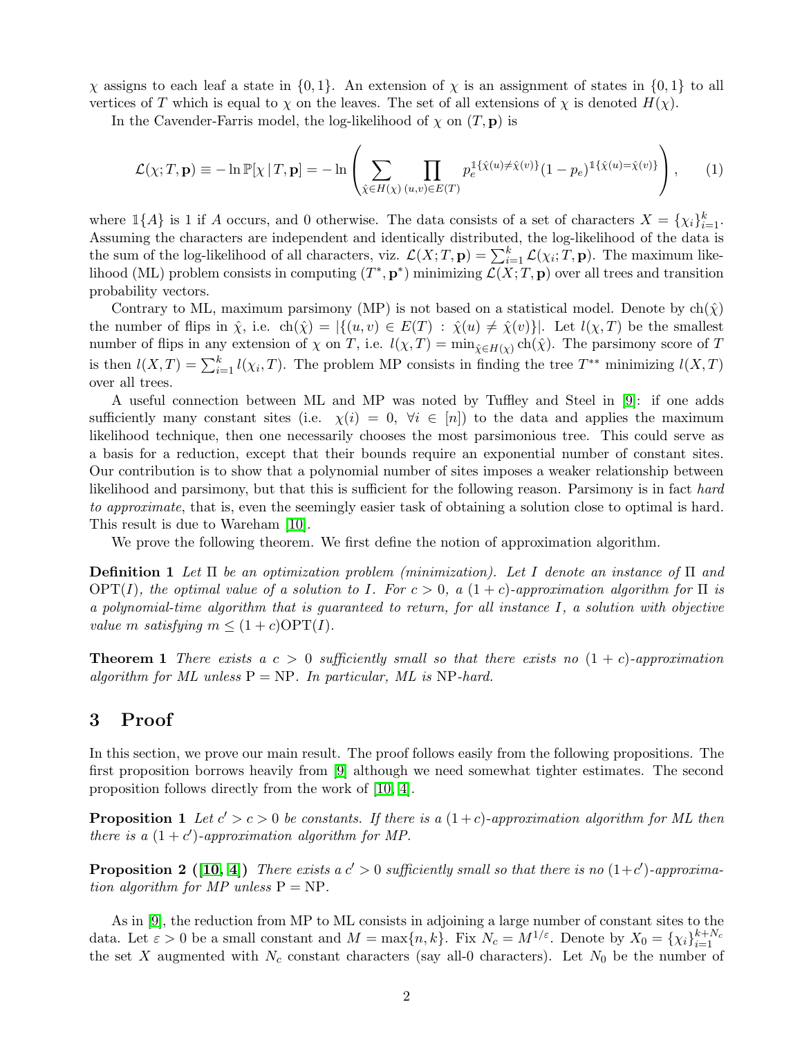$\chi$ assigns to each leaf a state in $\{0,1\}$. An extension of $\chi$ is an assignment of states in $\{0,1\}$ to all vertices of $T$ which is equal to $\chi$ on the leaves. The set of all extensions of $\chi$ is denoted $H(\chi)$.

In the Cavender-Farris model, the log-likelihood of $\chi$ on $(T, \mathbf{p})$ is

$$\mathcal{L}(\chi; T, \mathbf{p}) \equiv -\ln \mathbb{P}[\chi \,|\, T, \mathbf{p}] = -\ln \left( \sum_{\hat{\chi} \in H(\chi)} \prod_{(u,v) \in E(T)} p_e^{\mathbb{1}\{\hat{\chi}(u) \neq \hat{\chi}(v)\}} (1 - p_e)^{\mathbb{1}\{\hat{\chi}(u) = \hat{\chi}(v)\}} \right), \qquad (1)$$

where $\mathbb{1}\{A\}$ is 1 if $A$ occurs, and 0 otherwise. The data consists of a set of characters $X = \{\chi_i\}_{i=1}^k$. Assuming the characters are independent and identically distributed, the log-likelihood of the data is the sum of the log-likelihood of all characters, viz. $\mathcal{L}(X; T, \mathbf{p}) = \sum_{i=1}^k \mathcal{L}(\chi_i; T, \mathbf{p})$. The maximum likelihood (ML) problem consists in computing $(T^*, \mathbf{p}^*)$ minimizing $\mathcal{L}(X; T, \mathbf{p})$ over all trees and transition probability vectors.

Contrary to ML, maximum parsimony (MP) is not based on a statistical model. Denote by $\mathrm{ch}(\hat{\chi})$ the number of flips in $\hat{\chi}$, i.e. $\mathrm{ch}(\hat{\chi}) = |\{(u,v) \in E(T) \,:\, \hat{\chi}(u) \neq \hat{\chi}(v)\}|$. Let $l(\chi, T)$ be the smallest number of flips in any extension of $\chi$ on $T$, i.e. $l(\chi, T) = \min_{\hat{\chi} \in H(\chi)} \mathrm{ch}(\hat{\chi})$. The parsimony score of $T$ is then $l(X, T) = \sum_{i=1}^k l(\chi_i, T)$. The problem MP consists in finding the tree $T^{**}$ minimizing $l(X, T)$ over all trees.

A useful connection between ML and MP was noted by Tuffley and Steel in [9]: if one adds sufficiently many constant sites (i.e. $\chi(i) = 0$, $\forall i \in [n]$) to the data and applies the maximum likelihood technique, then one necessarily chooses the most parsimonious tree. This could serve as a basis for a reduction, except that their bounds require an exponential number of constant sites. Our contribution is to show that a polynomial number of sites imposes a weaker relationship between likelihood and parsimony, but that this is sufficient for the following reason. Parsimony is in fact *hard to approximate*, that is, even the seemingly easier task of obtaining a solution close to optimal is hard. This result is due to Wareham [10].

We prove the following theorem. We first define the notion of approximation algorithm.

**Definition 1** *Let $\Pi$ be an optimization problem (minimization). Let $I$ denote an instance of $\Pi$ and $\mathrm{OPT}(I)$, the optimal value of a solution to $I$. For $c > 0$, a $(1+c)$-approximation algorithm for $\Pi$ is a polynomial-time algorithm that is guaranteed to return, for all instance $I$, a solution with objective value $m$ satisfying $m \leq (1+c)\mathrm{OPT}(I)$.*

**Theorem 1** *There exists a $c > 0$ sufficiently small so that there exists no $(1+c)$-approximation algorithm for ML unless $\mathrm{P} = \mathrm{NP}$. In particular, ML is $\mathrm{NP}$-hard.*

# 3 Proof

In this section, we prove our main result. The proof follows easily from the following propositions. The first proposition borrows heavily from [9] although we need somewhat tighter estimates. The second proposition follows directly from the work of [10, 4].

**Proposition 1** *Let $c' > c > 0$ be constants. If there is a $(1+c)$-approximation algorithm for ML then there is a $(1+c')$-approximation algorithm for MP.*

**Proposition 2 ([10, 4])** *There exists a $c' > 0$ sufficiently small so that there is no $(1+c')$-approximation algorithm for MP unless $\mathrm{P} = \mathrm{NP}$.*

As in [9], the reduction from MP to ML consists in adjoining a large number of constant sites to the data. Let $\varepsilon > 0$ be a small constant and $M = \max\{n, k\}$. Fix $N_c = M^{1/\varepsilon}$. Denote by $X_0 = \{\chi_i\}_{i=1}^{k+N_c}$ the set $X$ augmented with $N_c$ constant characters (say all-0 characters). Let $N_0$ be the number of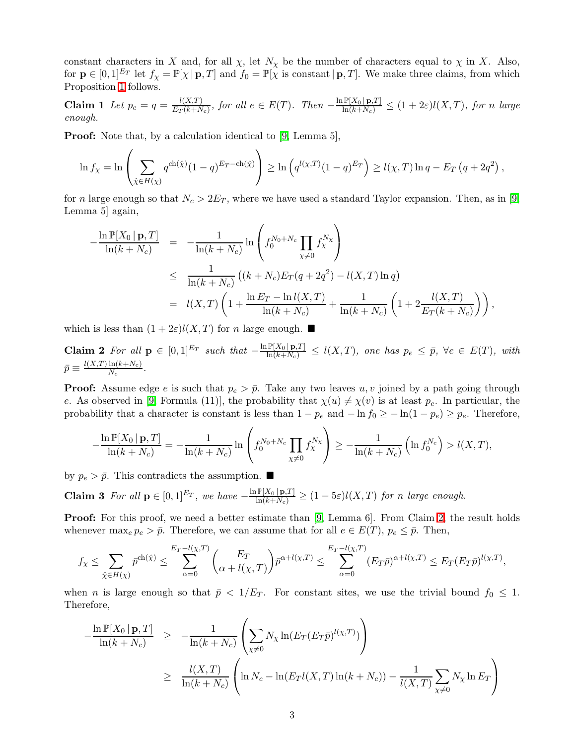constant characters in $X$ and, for all $\chi$, let $N_\chi$ be the number of characters equal to $\chi$ in $X$. Also, for $\mathbf{p} \in [0,1]^{E_T}$ let $f_\chi = \mathbb{P}[\chi \,|\, \mathbf{p}, T]$ and $f_0 = \mathbb{P}[\chi \text{ is constant} \,|\, \mathbf{p}, T]$. We make three claims, from which Proposition 1 follows.

**Claim 1** *Let $p_e = q = \frac{l(X,T)}{E_T(k+N_c)}$, for all $e \in E(T)$. Then $-\frac{\ln \mathbb{P}[X_0 \,|\, \mathbf{p},T]}{\ln(k+N_c)} \leq (1+2\varepsilon) l(X,T)$, for $n$ large enough.*

**Proof:** Note that, by a calculation identical to [9, Lemma 5],

$$\ln f_\chi = \ln \left( \sum_{\hat{\chi} \in H(\chi)} q^{\mathrm{ch}(\hat{\chi})} (1-q)^{E_T - \mathrm{ch}(\hat{\chi})} \right) \geq \ln \left( q^{l(\chi,T)} (1-q)^{E_T} \right) \geq l(\chi,T) \ln q - E_T \left( q + 2q^2 \right),$$

for $n$ large enough so that $N_c > 2E_T$, where we have used a standard Taylor expansion. Then, as in [9, Lemma 5] again,

$$\begin{aligned}
-\frac{\ln \mathbb{P}[X_0 \,|\, \mathbf{p},T]}{\ln(k+N_c)} &= -\frac{1}{\ln(k+N_c)} \ln \left( f_0^{N_0+N_c} \prod_{\chi \neq 0} f_\chi^{N_\chi} \right) \\
&\leq \frac{1}{\ln(k+N_c)} \left( (k+N_c) E_T (q+2q^2) - l(X,T) \ln q \right) \\
&= l(X,T) \left( 1 + \frac{\ln E_T - \ln l(X,T)}{\ln(k+N_c)} + \frac{1}{\ln(k+N_c)} \left( 1 + 2\frac{l(X,T)}{E_T(k+N_c)} \right) \right),
\end{aligned}$$

which is less than $(1+2\varepsilon) l(X,T)$ for $n$ large enough. ■

**Claim 2** *For all $\mathbf{p} \in [0,1]^{E_T}$ such that $-\frac{\ln \mathbb{P}[X_0 \,|\, \mathbf{p},T]}{\ln(k+N_c)} \leq l(X,T)$, one has $p_e \leq \bar{p}$, $\forall e \in E(T)$, with $\bar{p} \equiv \frac{l(X,T)\ln(k+N_c)}{N_c}$.*

**Proof:** Assume edge $e$ is such that $p_e > \bar{p}$. Take any two leaves $u, v$ joined by a path going through $e$. As observed in [9, Formula (11)], the probability that $\chi(u) \neq \chi(v)$ is at least $p_e$. In particular, the probability that a character is constant is less than $1 - p_e$ and $-\ln f_0 \geq -\ln(1-p_e) \geq p_e$. Therefore,

$$-\frac{\ln \mathbb{P}[X_0 \,|\, \mathbf{p},T]}{\ln(k+N_c)} = -\frac{1}{\ln(k+N_c)} \ln \left( f_0^{N_0+N_c} \prod_{\chi \neq 0} f_\chi^{N_\chi} \right) \geq -\frac{1}{\ln(k+N_c)} \left( \ln f_0^{N_c} \right) > l(X,T),$$

by $p_e > \bar{p}$. This contradicts the assumption. ■

**Claim 3** *For all $\mathbf{p} \in [0,1]^{E_T}$, we have $-\frac{\ln \mathbb{P}[X_0 \,|\, \mathbf{p},T]}{\ln(k+N_c)} \geq (1-5\varepsilon) l(X,T)$ for $n$ large enough.*

**Proof:** For this proof, we need a better estimate than [9, Lemma 6]. From Claim 2, the result holds whenever $\max_e p_e > \bar{p}$. Therefore, we can assume that for all $e \in E(T)$, $p_e \leq \bar{p}$. Then,

$$f_\chi \leq \sum_{\hat{\chi} \in H(\chi)} \bar{p}^{\mathrm{ch}(\hat{\chi})} \leq \sum_{\alpha=0}^{E_T - l(\chi,T)} \binom{E_T}{\alpha + l(\chi,T)} \bar{p}^{\alpha + l(\chi,T)} \leq \sum_{\alpha=0}^{E_T - l(\chi,T)} (E_T \bar{p})^{\alpha + l(\chi,T)} \leq E_T (E_T \bar{p})^{l(\chi,T)},$$

when $n$ is large enough so that $\bar{p} < 1/E_T$. For constant sites, we use the trivial bound $f_0 \leq 1$. Therefore,

$$\begin{aligned}
-\frac{\ln \mathbb{P}[X_0 \,|\, \mathbf{p},T]}{\ln(k+N_c)} &\geq -\frac{1}{\ln(k+N_c)} \left( \sum_{\chi \neq 0} N_\chi \ln(E_T (E_T \bar{p})^{l(\chi,T)}) \right) \\
&\geq \frac{l(X,T)}{\ln(k+N_c)} \left( \ln N_c - \ln(E_T l(X,T) \ln(k+N_c)) - \frac{1}{l(X,T)} \sum_{\chi \neq 0} N_\chi \ln E_T \right)
\end{aligned}$$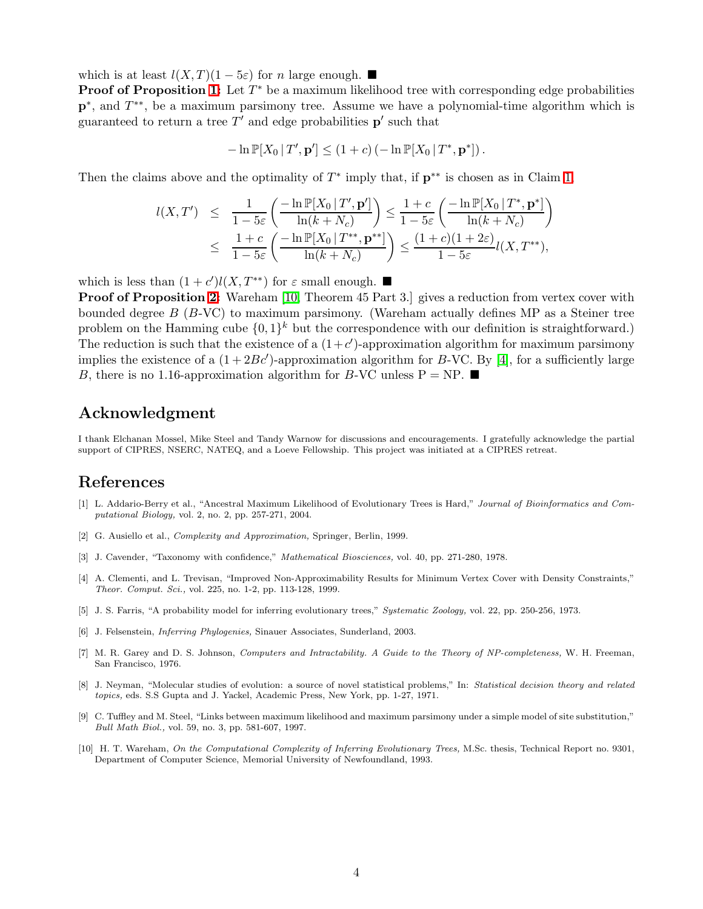which is at least $l(X,T)(1-5\varepsilon)$ for $n$ large enough. ■

**Proof of Proposition 1:** Let $T^*$ be a maximum likelihood tree with corresponding edge probabilities $\mathbf{p}^*$, and $T^{**}$, be a maximum parsimony tree. Assume we have a polynomial-time algorithm which is guaranteed to return a tree $T'$ and edge probabilities $\mathbf{p}'$ such that

$$-\ln \mathbb{P}[X_0 \,|\, T', \mathbf{p}'] \leq (1+c)\left(-\ln \mathbb{P}[X_0 \,|\, T^*, \mathbf{p}^*]\right).$$

Then the claims above and the optimality of $T^*$ imply that, if $\mathbf{p}^{**}$ is chosen as in Claim 1,

$$\begin{aligned} l(X,T') &\leq \frac{1}{1-5\varepsilon}\left(\frac{-\ln \mathbb{P}[X_0 \,|\, T', \mathbf{p}']}{\ln(k+N_c)}\right) \leq \frac{1+c}{1-5\varepsilon}\left(\frac{-\ln \mathbb{P}[X_0 \,|\, T^*, \mathbf{p}^*]}{\ln(k+N_c)}\right) \\ &\leq \frac{1+c}{1-5\varepsilon}\left(\frac{-\ln \mathbb{P}[X_0 \,|\, T^{**}, \mathbf{p}^{**}]}{\ln(k+N_c)}\right) \leq \frac{(1+c)(1+2\varepsilon)}{1-5\varepsilon} l(X,T^{**}), \end{aligned}$$

which is less than $(1+c')l(X,T^{**})$ for $\varepsilon$ small enough. ■

**Proof of Proposition 2:** Wareham [10, Theorem 45 Part 3.] gives a reduction from vertex cover with bounded degree $B$ ($B$-VC) to maximum parsimony. (Wareham actually defines MP as a Steiner tree problem on the Hamming cube $\{0,1\}^k$ but the correspondence with our definition is straightforward.) The reduction is such that the existence of a $(1+c')$-approximation algorithm for maximum parsimony implies the existence of a $(1+2Bc')$-approximation algorithm for $B$-VC. By [4], for a sufficiently large $B$, there is no 1.16-approximation algorithm for $B$-VC unless P = NP. ■

## Acknowledgment

I thank Elchanan Mossel, Mike Steel and Tandy Warnow for discussions and encouragements. I gratefully acknowledge the partial support of CIPRES, NSERC, NATEQ, and a Loeve Fellowship. This project was initiated at a CIPRES retreat.

## References

[1] L. Addario-Berry et al., "Ancestral Maximum Likelihood of Evolutionary Trees is Hard," *Journal of Bioinformatics and Computational Biology,* vol. 2, no. 2, pp. 257-271, 2004.

[2] G. Ausiello et al., *Complexity and Approximation,* Springer, Berlin, 1999.

[3] J. Cavender, "Taxonomy with confidence," *Mathematical Biosciences,* vol. 40, pp. 271-280, 1978.

[4] A. Clementi, and L. Trevisan, "Improved Non-Approximability Results for Minimum Vertex Cover with Density Constraints," *Theor. Comput. Sci.,* vol. 225, no. 1-2, pp. 113-128, 1999.

[5] J. S. Farris, "A probability model for inferring evolutionary trees," *Systematic Zoology,* vol. 22, pp. 250-256, 1973.

[6] J. Felsenstein, *Inferring Phylogenies,* Sinauer Associates, Sunderland, 2003.

[7] M. R. Garey and D. S. Johnson, *Computers and Intractability. A Guide to the Theory of NP-completeness,* W. H. Freeman, San Francisco, 1976.

[8] J. Neyman, "Molecular studies of evolution: a source of novel statistical problems," In: *Statistical decision theory and related topics,* eds. S.S Gupta and J. Yackel, Academic Press, New York, pp. 1-27, 1971.

[9] C. Tuffley and M. Steel, "Links between maximum likelihood and maximum parsimony under a simple model of site substitution," *Bull Math Biol.,* vol. 59, no. 3, pp. 581-607, 1997.

[10] H. T. Wareham, *On the Computational Complexity of Inferring Evolutionary Trees,* M.Sc. thesis, Technical Report no. 9301, Department of Computer Science, Memorial University of Newfoundland, 1993.